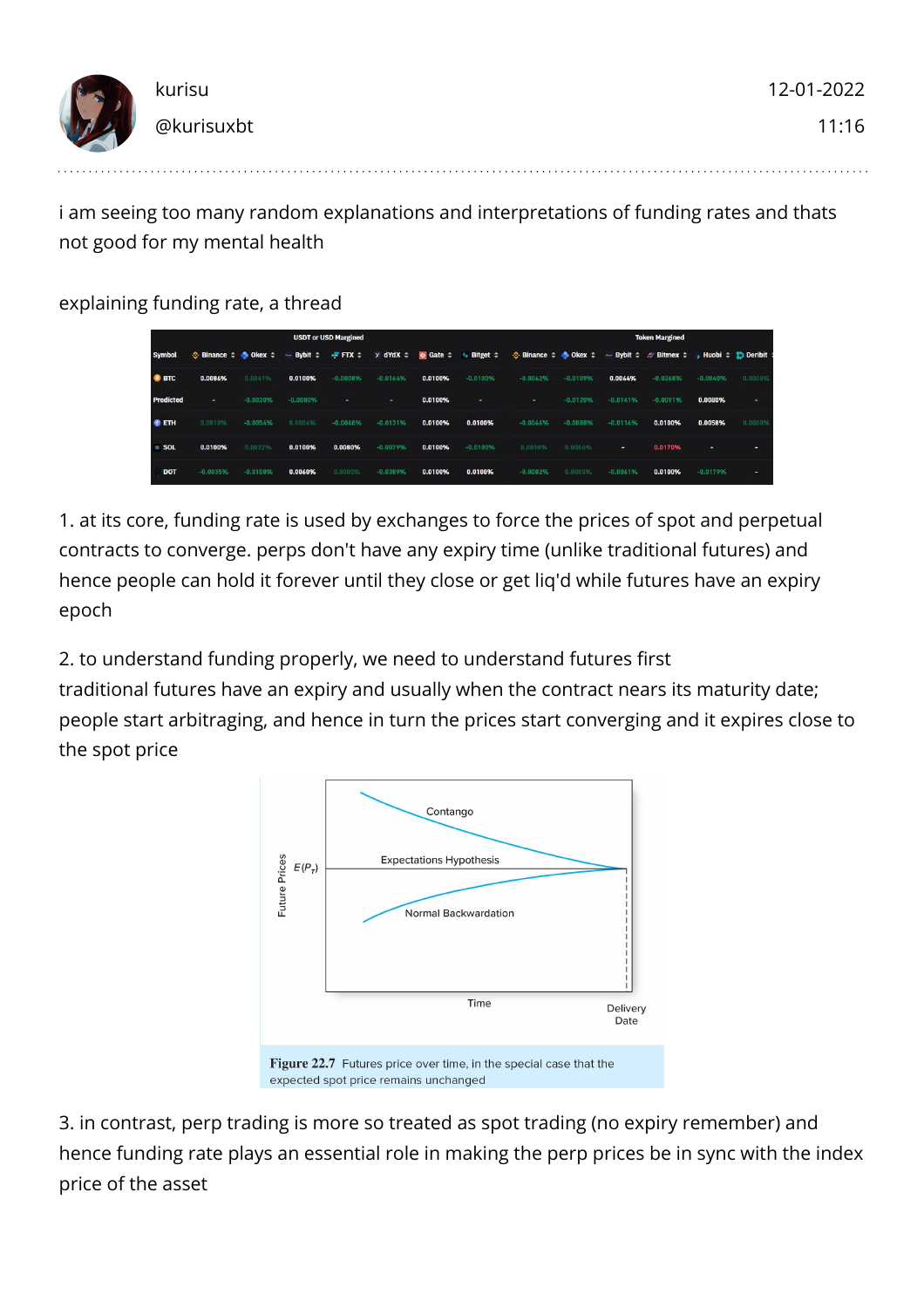kurisu
@kurisuxbt

12-01-2022
11:16

i am seeing too many random explanations and interpretations of funding rates and thats not good for my mental health

explaining funding rate, a thread

1. at its core, funding rate is used by exchanges to force the prices of spot and perpetual contracts to converge. perps don't have any expiry time (unlike traditional futures) and hence people can hold it forever until they close or get liq'd while futures have an expiry epoch

2. to understand funding properly, we need to understand futures first
traditional futures have an expiry and usually when the contract nears its maturity date; people start arbitraging, and hence in turn the prices start converging and it expires close to the spot price

**Figure 22.7** Futures price over time, in the special case that the expected spot price remains unchanged

3. in contrast, perp trading is more so treated as spot trading (no expiry remember) and hence funding rate plays an essential role in making the perp prices be in sync with the index price of the asset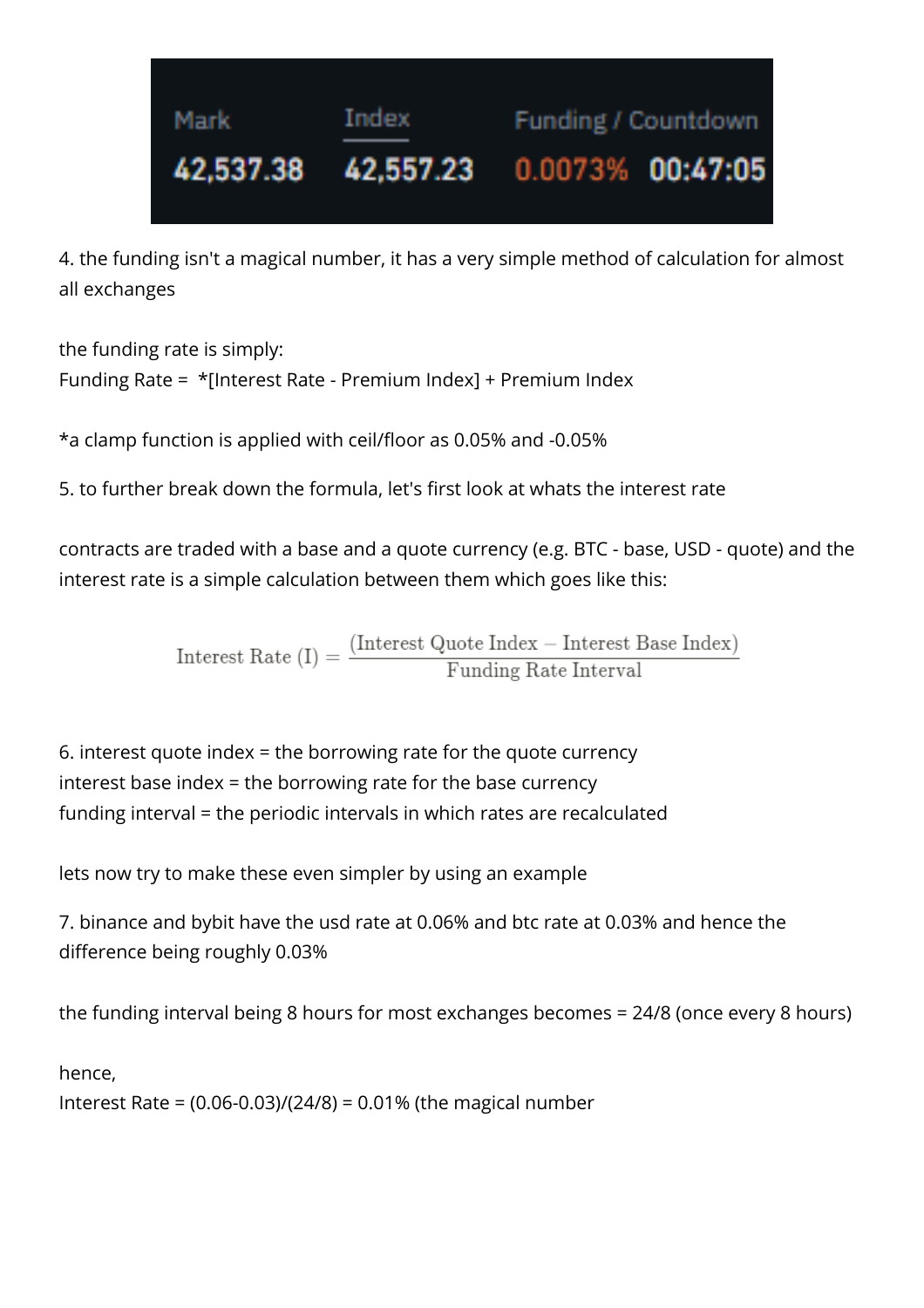| Mark | Index | Funding / Countdown | |
|---|---|---|---|
| 42,537.38 | 42,557.23 | 0.0073% | 00:47:05 |

4. the funding isn't a magical number, it has a very simple method of calculation for almost all exchanges

the funding rate is simply:
Funding Rate = *[Interest Rate - Premium Index] + Premium Index

*a clamp function is applied with ceil/floor as 0.05% and -0.05%

5. to further break down the formula, let's first look at whats the interest rate

contracts are traded with a base and a quote currency (e.g. BTC - base, USD - quote) and the interest rate is a simple calculation between them which goes like this:

$$\text{Interest Rate (I)} = \frac{(\text{Interest Quote Index} - \text{Interest Base Index})}{\text{Funding Rate Interval}}$$

6. interest quote index = the borrowing rate for the quote currency
interest base index = the borrowing rate for the base currency
funding interval = the periodic intervals in which rates are recalculated

lets now try to make these even simpler by using an example

7. binance and bybit have the usd rate at 0.06% and btc rate at 0.03% and hence the difference being roughly 0.03%

the funding interval being 8 hours for most exchanges becomes = 24/8 (once every 8 hours)

hence,
Interest Rate = (0.06-0.03)/(24/8) = 0.01% (the magical number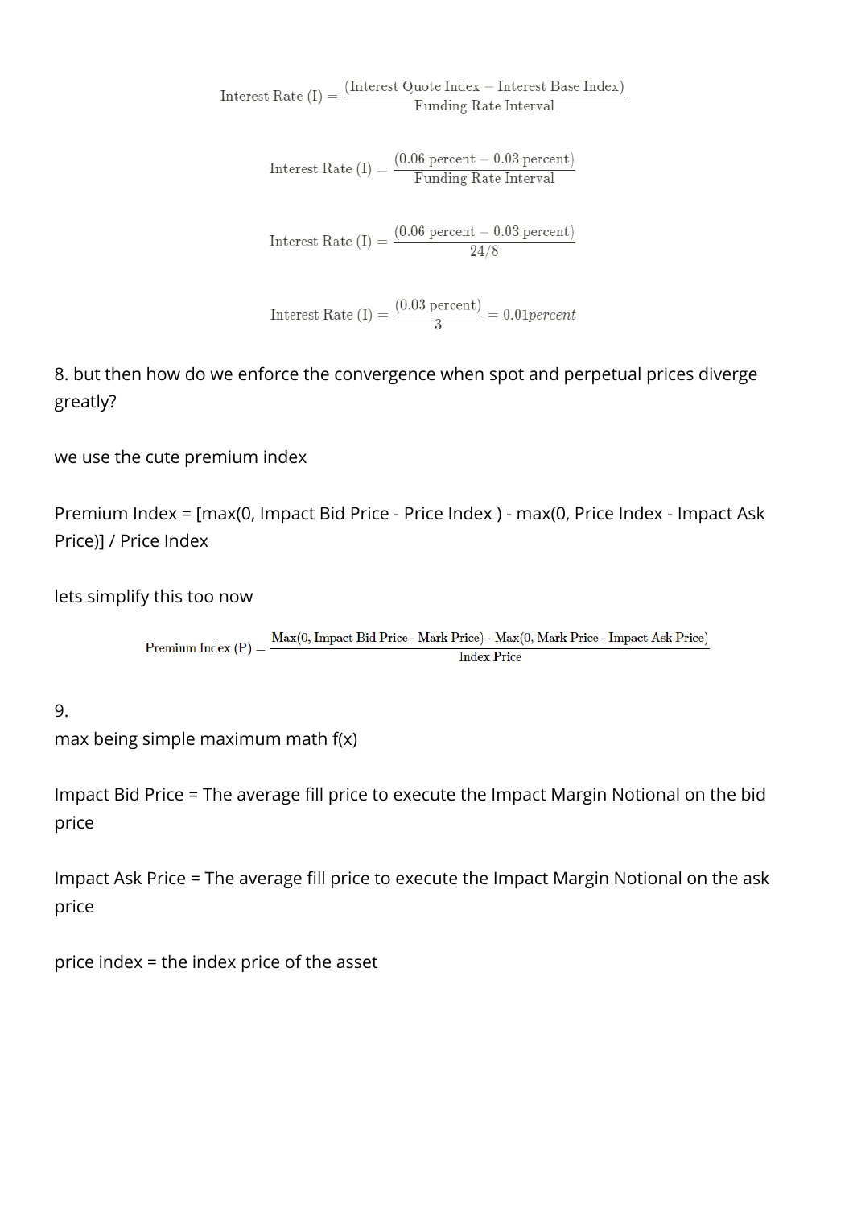$$\text{Interest Rate (I)} = \frac{(\text{Interest Quote Index} - \text{Interest Base Index})}{\text{Funding Rate Interval}}$$

$$\text{Interest Rate (I)} = \frac{(0.06 \text{ percent} - 0.03 \text{ percent})}{\text{Funding Rate Interval}}$$

$$\text{Interest Rate (I)} = \frac{(0.06 \text{ percent} - 0.03 \text{ percent})}{24/8}$$

$$\text{Interest Rate (I)} = \frac{(0.03 \text{ percent})}{3} = 0.01 percent$$

8. but then how do we enforce the convergence when spot and perpetual prices diverge greatly?

we use the cute premium index

Premium Index = [max(0, Impact Bid Price - Price Index ) - max(0, Price Index - Impact Ask Price)] / Price Index

lets simplify this too now

$$\text{Premium Index (P)} = \frac{\text{Max(0, Impact Bid Price - Mark Price) - Max(0, Mark Price - Impact Ask Price)}}{\text{Index Price}}$$

9.

max being simple maximum math f(x)

Impact Bid Price = The average fill price to execute the Impact Margin Notional on the bid price

Impact Ask Price = The average fill price to execute the Impact Margin Notional on the ask price

price index = the index price of the asset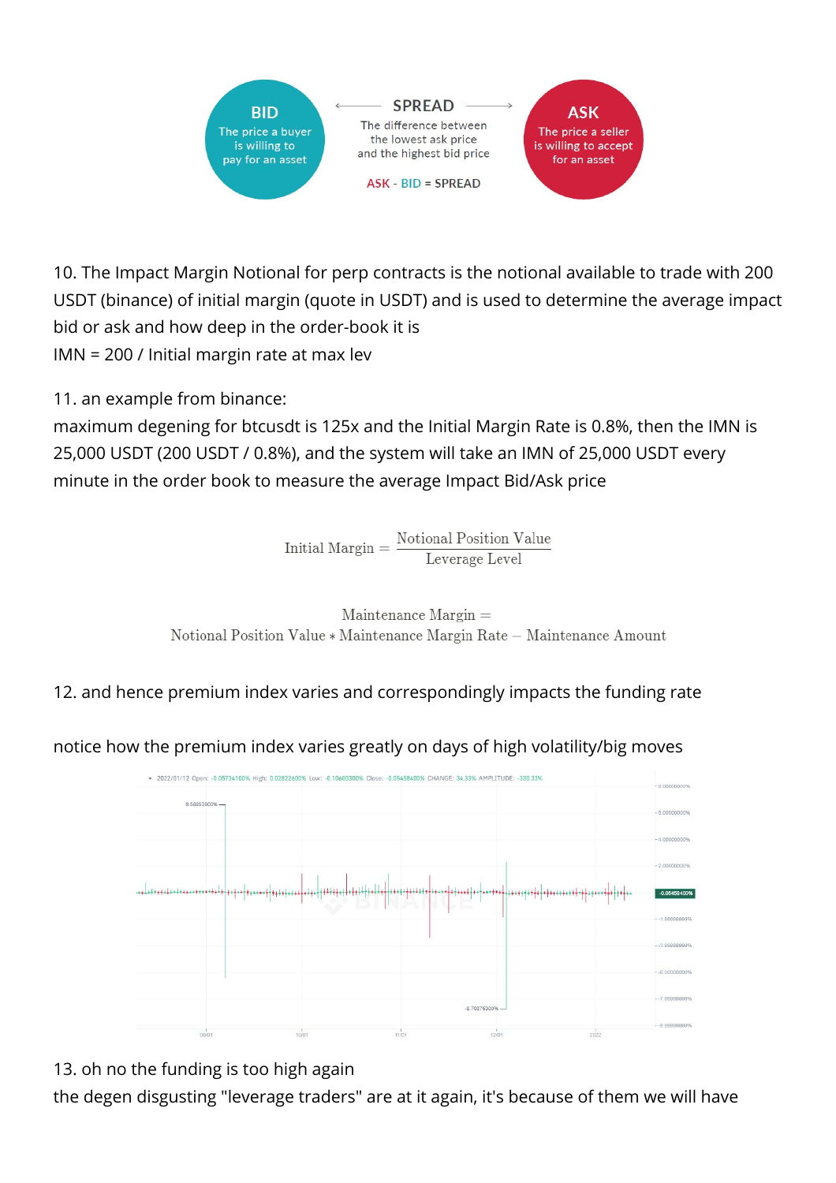BID

The price a buyer is willing to pay for an asset

SPREAD

The difference between the lowest ask price and the highest bid price

ASK - BID = SPREAD

ASK

The price a seller is willing to accept for an asset

10. The Impact Margin Notional for perp contracts is the notional available to trade with 200 USDT (binance) of initial margin (quote in USDT) and is used to determine the average impact bid or ask and how deep in the order-book it is

IMN = 200 / Initial margin rate at max lev

11. an example from binance:

maximum degening for btcusdt is 125x and the Initial Margin Rate is 0.8%, then the IMN is 25,000 USDT (200 USDT / 0.8%), and the system will take an IMN of 25,000 USDT every minute in the order book to measure the average Impact Bid/Ask price

$$\text{Initial Margin} = \frac{\text{Notional Position Value}}{\text{Leverage Level}}$$

$$\text{Maintenance Margin} = \text{Notional Position Value} * \text{Maintenance Margin Rate} - \text{Maintenance Amount}$$

12. and hence premium index varies and correspondingly impacts the funding rate

notice how the premium index varies greatly on days of high volatility/big moves

13. oh no the funding is too high again

the degen disgusting "leverage traders" are at it again, it's because of them we will have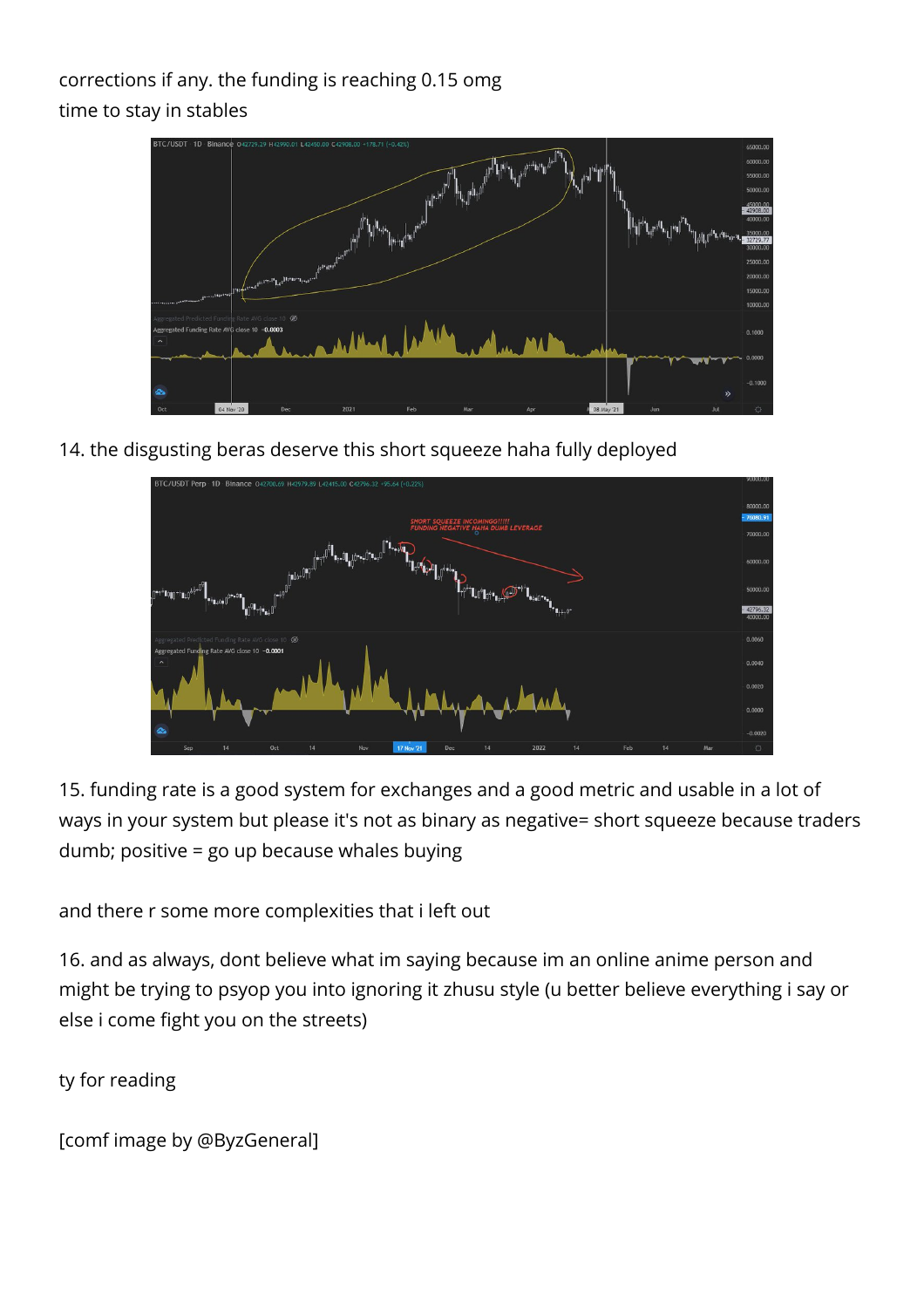corrections if any. the funding is reaching 0.15 omg
time to stay in stables

14. the disgusting beras deserve this short squeeze haha fully deployed

15. funding rate is a good system for exchanges and a good metric and usable in a lot of ways in your system but please it's not as binary as negative= short squeeze because traders dumb; positive = go up because whales buying

and there r some more complexities that i left out

16. and as always, dont believe what im saying because im an online anime person and might be trying to psyop you into ignoring it zhusu style (u better believe everything i say or else i come fight you on the streets)

ty for reading

[comf image by @ByzGeneral]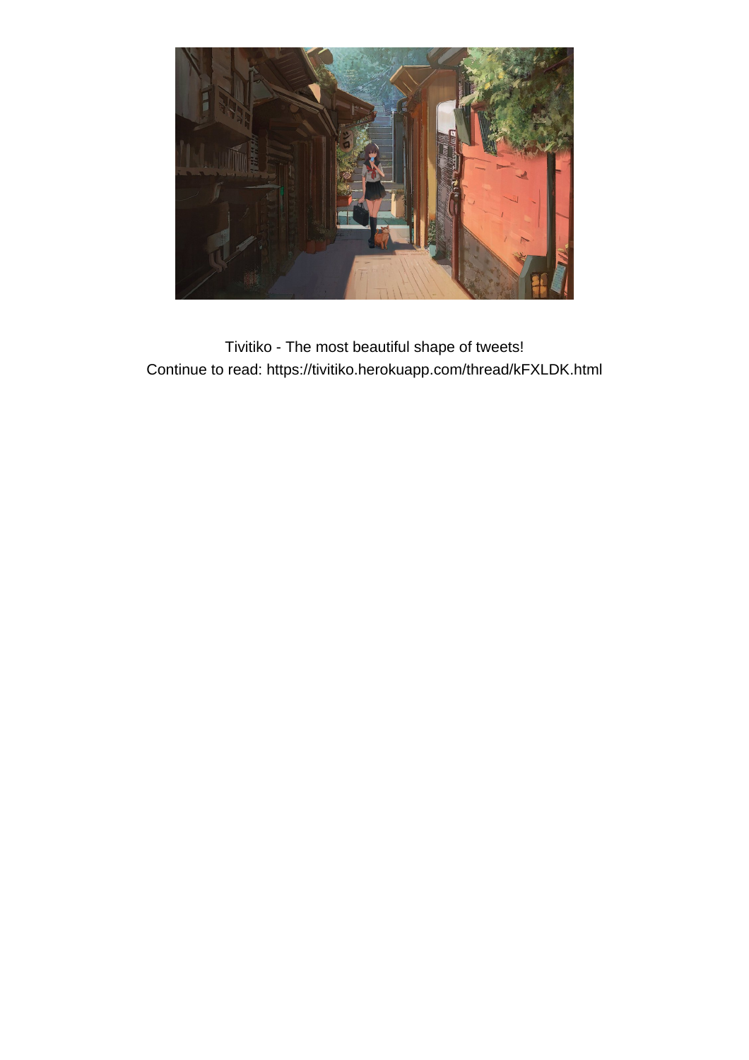Tivitiko - The most beautiful shape of tweets!
Continue to read: https://tivitiko.herokuapp.com/thread/kFXLDK.html